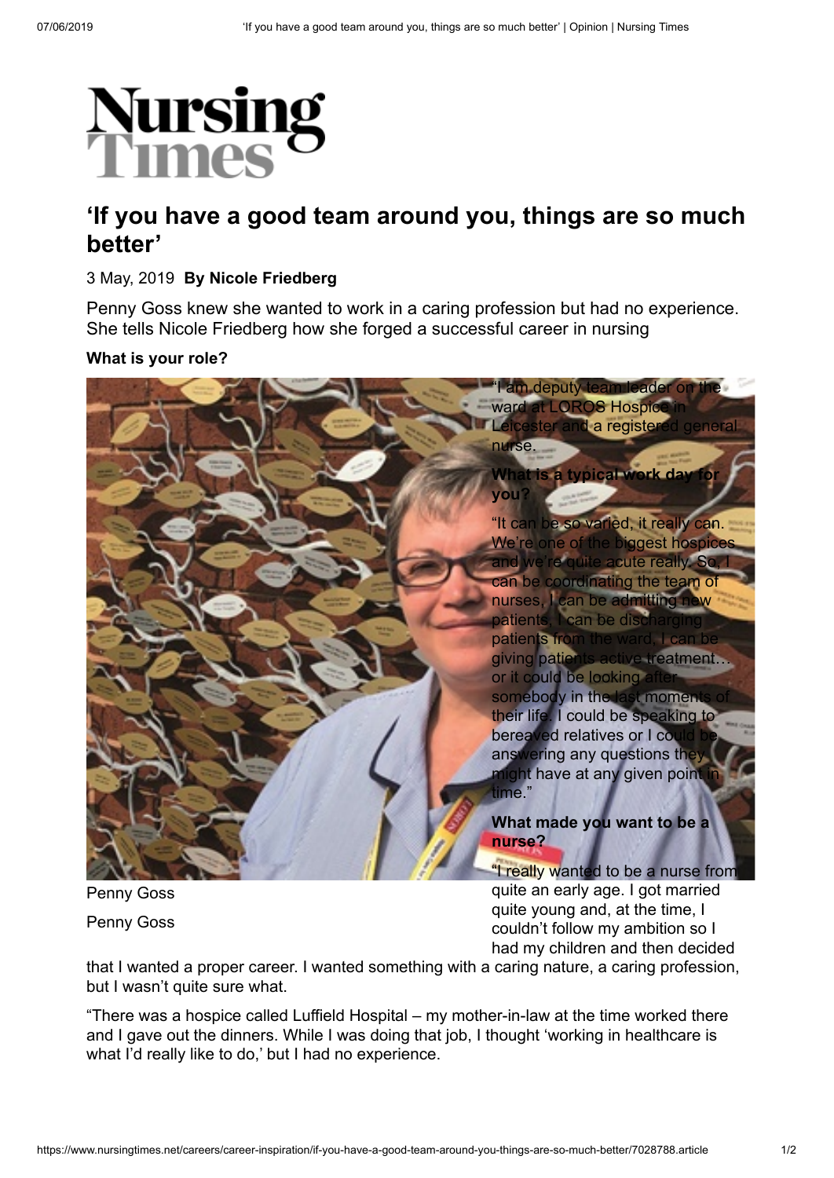# ‘If you have a good team around you, things are so much better’

3 May, 2019 **By Nicole Friedberg**

Penny Goss knew she wanted to work in a caring profession but had no experience. She tells Nicole Friedberg how she forged a successful career in nursing

**What is your role?**

“I am deputy team leader on the ward at LOROS Hospice in Leicester and a registered general nurse.

**What is a typical work day for you?**

“It can be so varied, it really can. We’re one of the biggest hospices and we’re quite acute really. So, I can be coordinating the team of nurses, I can be admitting new patients, I can be discharging patients from the ward, I can be giving patients active treatment… or it could be looking after somebody in the last moments of their life. I could be speaking to bereaved relatives or I could be answering any questions they might have at any given point in time.”

Penny Goss

Penny Goss

**What made you want to be a nurse?**

“I really wanted to be a nurse from quite an early age. I got married quite young and, at the time, I couldn’t follow my ambition so I had my children and then decided that I wanted a proper career. I wanted something with a caring nature, a caring profession, but I wasn’t quite sure what.

“There was a hospice called Luffield Hospital – my mother-in-law at the time worked there and I gave out the dinners. While I was doing that job, I thought ‘working in healthcare is what I’d really like to do,’ but I had no experience.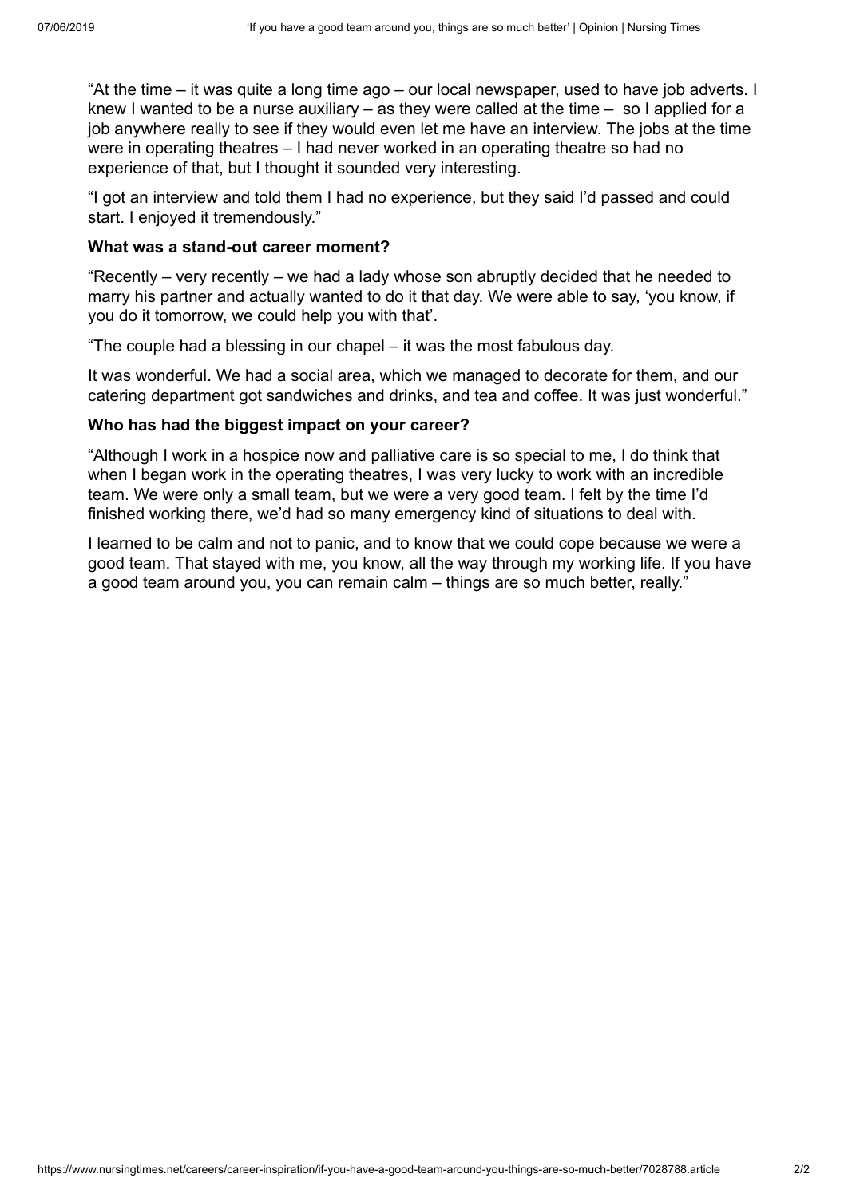"At the time – it was quite a long time ago – our local newspaper, used to have job adverts. I knew I wanted to be a nurse auxiliary – as they were called at the time – so I applied for a job anywhere really to see if they would even let me have an interview. The jobs at the time were in operating theatres – I had never worked in an operating theatre so had no experience of that, but I thought it sounded very interesting.

"I got an interview and told them I had no experience, but they said I'd passed and could start. I enjoyed it tremendously."

**What was a stand-out career moment?**

"Recently – very recently – we had a lady whose son abruptly decided that he needed to marry his partner and actually wanted to do it that day. We were able to say, 'you know, if you do it tomorrow, we could help you with that'.

"The couple had a blessing in our chapel – it was the most fabulous day.

It was wonderful. We had a social area, which we managed to decorate for them, and our catering department got sandwiches and drinks, and tea and coffee. It was just wonderful."

**Who has had the biggest impact on your career?**

"Although I work in a hospice now and palliative care is so special to me, I do think that when I began work in the operating theatres, I was very lucky to work with an incredible team. We were only a small team, but we were a very good team. I felt by the time I'd finished working there, we'd had so many emergency kind of situations to deal with.

I learned to be calm and not to panic, and to know that we could cope because we were a good team. That stayed with me, you know, all the way through my working life. If you have a good team around you, you can remain calm – things are so much better, really."